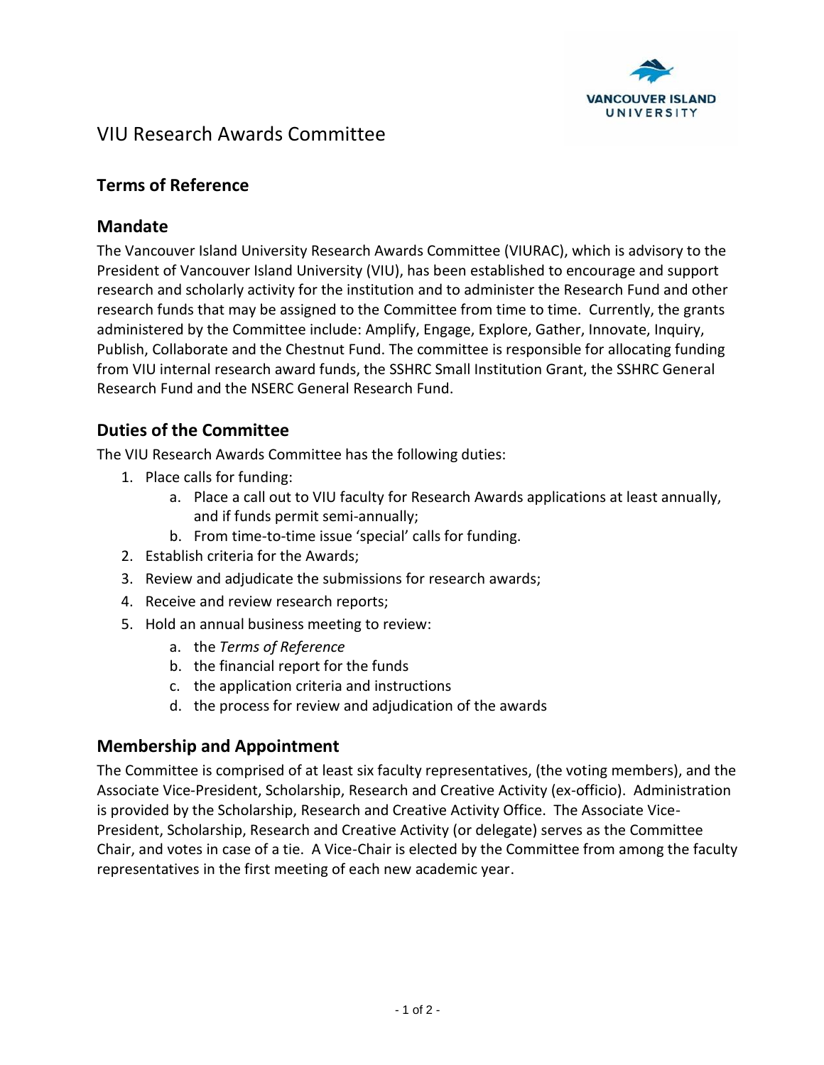# VIU Research Awards Committee

## Terms of Reference

### Mandate

The Vancouver Island University Research Awards Committee (VIURAC), which is advisory to the President of Vancouver Island University (VIU), has been established to encourage and support research and scholarly activity for the institution and to administer the Research Fund and other research funds that may be assigned to the Committee from time to time. Currently, the grants administered by the Committee include: Amplify, Engage, Explore, Gather, Innovate, Inquiry, Publish, Collaborate and the Chestnut Fund. The committee is responsible for allocating funding from VIU internal research award funds, the SSHRC Small Institution Grant, the SSHRC General Research Fund and the NSERC General Research Fund.

### Duties of the Committee

The VIU Research Awards Committee has the following duties:

1. Place calls for funding:
    a. Place a call out to VIU faculty for Research Awards applications at least annually, and if funds permit semi-annually;
    b. From time-to-time issue 'special' calls for funding.
2. Establish criteria for the Awards;
3. Review and adjudicate the submissions for research awards;
4. Receive and review research reports;
5. Hold an annual business meeting to review:
    a. the *Terms of Reference*
    b. the financial report for the funds
    c. the application criteria and instructions
    d. the process for review and adjudication of the awards

### Membership and Appointment

The Committee is comprised of at least six faculty representatives, (the voting members), and the Associate Vice-President, Scholarship, Research and Creative Activity (ex-officio). Administration is provided by the Scholarship, Research and Creative Activity Office. The Associate Vice-President, Scholarship, Research and Creative Activity (or delegate) serves as the Committee Chair, and votes in case of a tie. A Vice-Chair is elected by the Committee from among the faculty representatives in the first meeting of each new academic year.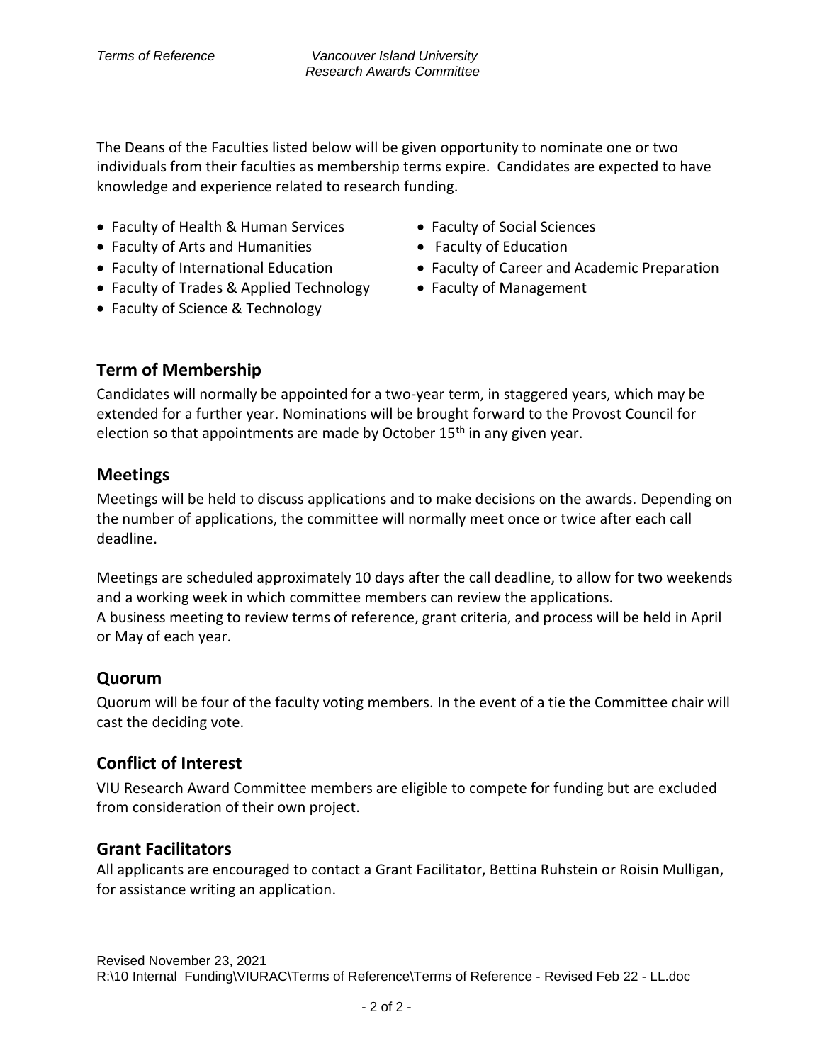The Deans of the Faculties listed below will be given opportunity to nominate one or two individuals from their faculties as membership terms expire. Candidates are expected to have knowledge and experience related to research funding.

- Faculty of Health & Human Services
- Faculty of Arts and Humanities
- Faculty of International Education
- Faculty of Trades & Applied Technology
- Faculty of Science & Technology
- Faculty of Social Sciences
- Faculty of Education
- Faculty of Career and Academic Preparation
- Faculty of Management

## Term of Membership

Candidates will normally be appointed for a two-year term, in staggered years, which may be extended for a further year. Nominations will be brought forward to the Provost Council for election so that appointments are made by October 15th in any given year.

## Meetings

Meetings will be held to discuss applications and to make decisions on the awards. Depending on the number of applications, the committee will normally meet once or twice after each call deadline.

Meetings are scheduled approximately 10 days after the call deadline, to allow for two weekends and a working week in which committee members can review the applications.
A business meeting to review terms of reference, grant criteria, and process will be held in April or May of each year.

## Quorum

Quorum will be four of the faculty voting members. In the event of a tie the Committee chair will cast the deciding vote.

## Conflict of Interest

VIU Research Award Committee members are eligible to compete for funding but are excluded from consideration of their own project.

## Grant Facilitators

All applicants are encouraged to contact a Grant Facilitator, Bettina Ruhstein or Roisin Mulligan, for assistance writing an application.

Revised November 23, 2021
R:\10 Internal Funding\VIURAC\Terms of Reference\Terms of Reference - Revised Feb 22 - LL.doc